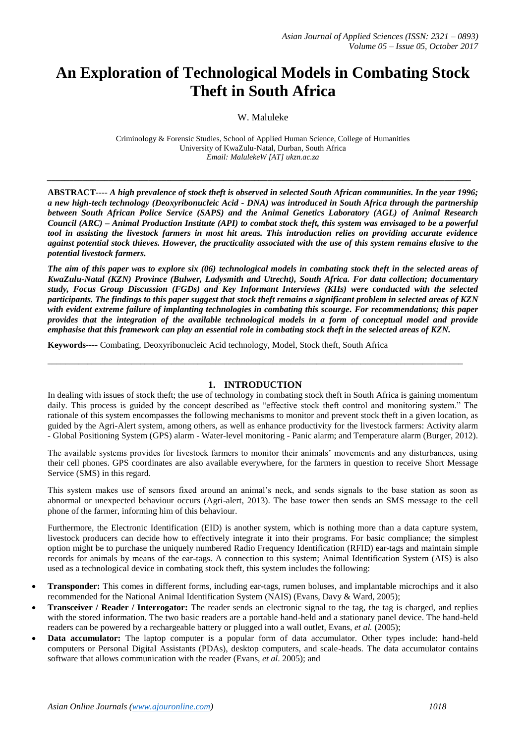# An Exploration of Technological Models in Combating Stock Theft in South Africa

W. Maluleke

Criminology & Forensic Studies, School of Applied Human Science, College of Humanities
University of KwaZulu-Natal, Durban, South Africa
*Email: MalulekeW [AT] ukzn.ac.za*

---

**ABSTRACT----** ***A high prevalence of stock theft is observed in selected South African communities. In the year 1996; a new high-tech technology (Deoxyribonucleic Acid - DNA) was introduced in South Africa through the partnership between South African Police Service (SAPS) and the Animal Genetics Laboratory (AGL) of Animal Research Council (ARC) – Animal Production Institute (API) to combat stock theft, this system was envisaged to be a powerful tool in assisting the livestock farmers in most hit areas. This introduction relies on providing accurate evidence against potential stock thieves. However, the practicality associated with the use of this system remains elusive to the potential livestock farmers.***

***The aim of this paper was to explore six (06) technological models in combating stock theft in the selected areas of KwaZulu-Natal (KZN) Province (Bulwer, Ladysmith and Utrecht), South Africa. For data collection; documentary study, Focus Group Discussion (FGDs) and Key Informant Interviews (KIIs) were conducted with the selected participants. The findings to this paper suggest that stock theft remains a significant problem in selected areas of KZN with evident extreme failure of implanting technologies in combating this scourge. For recommendations; this paper provides that the integration of the available technological models in a form of conceptual model and provide emphasise that this framework can play an essential role in combating stock theft in the selected areas of KZN.***

**Keywords----** Combating, Deoxyribonucleic Acid technology, Model, Stock theft, South Africa

---

## 1. INTRODUCTION

In dealing with issues of stock theft; the use of technology in combating stock theft in South Africa is gaining momentum daily. This process is guided by the concept described as "effective stock theft control and monitoring system." The rationale of this system encompasses the following mechanisms to monitor and prevent stock theft in a given location, as guided by the Agri-Alert system, among others, as well as enhance productivity for the livestock farmers: Activity alarm - Global Positioning System (GPS) alarm - Water-level monitoring - Panic alarm; and Temperature alarm (Burger, 2012).

The available systems provides for livestock farmers to monitor their animals' movements and any disturbances, using their cell phones. GPS coordinates are also available everywhere, for the farmers in question to receive Short Message Service (SMS) in this regard.

This system makes use of sensors fixed around an animal's neck, and sends signals to the base station as soon as abnormal or unexpected behaviour occurs (Agri-alert, 2013). The base tower then sends an SMS message to the cell phone of the farmer, informing him of this behaviour.

Furthermore, the Electronic Identification (EID) is another system, which is nothing more than a data capture system, livestock producers can decide how to effectively integrate it into their programs. For basic compliance; the simplest option might be to purchase the uniquely numbered Radio Frequency Identification (RFID) ear-tags and maintain simple records for animals by means of the ear-tags. A connection to this system; Animal Identification System (AIS) is also used as a technological device in combating stock theft, this system includes the following:

- **Transponder:** This comes in different forms, including ear-tags, rumen boluses, and implantable microchips and it also recommended for the National Animal Identification System (NAIS) (Evans, Davy & Ward, 2005);
- **Transceiver / Reader / Interrogator:** The reader sends an electronic signal to the tag, the tag is charged, and replies with the stored information. The two basic readers are a portable hand-held and a stationary panel device. The hand-held readers can be powered by a rechargeable battery or plugged into a wall outlet, Evans, *et al.* (2005);
- **Data accumulator:** The laptop computer is a popular form of data accumulator. Other types include: hand-held computers or Personal Digital Assistants (PDAs), desktop computers, and scale-heads. The data accumulator contains software that allows communication with the reader (Evans, *et al*. 2005); and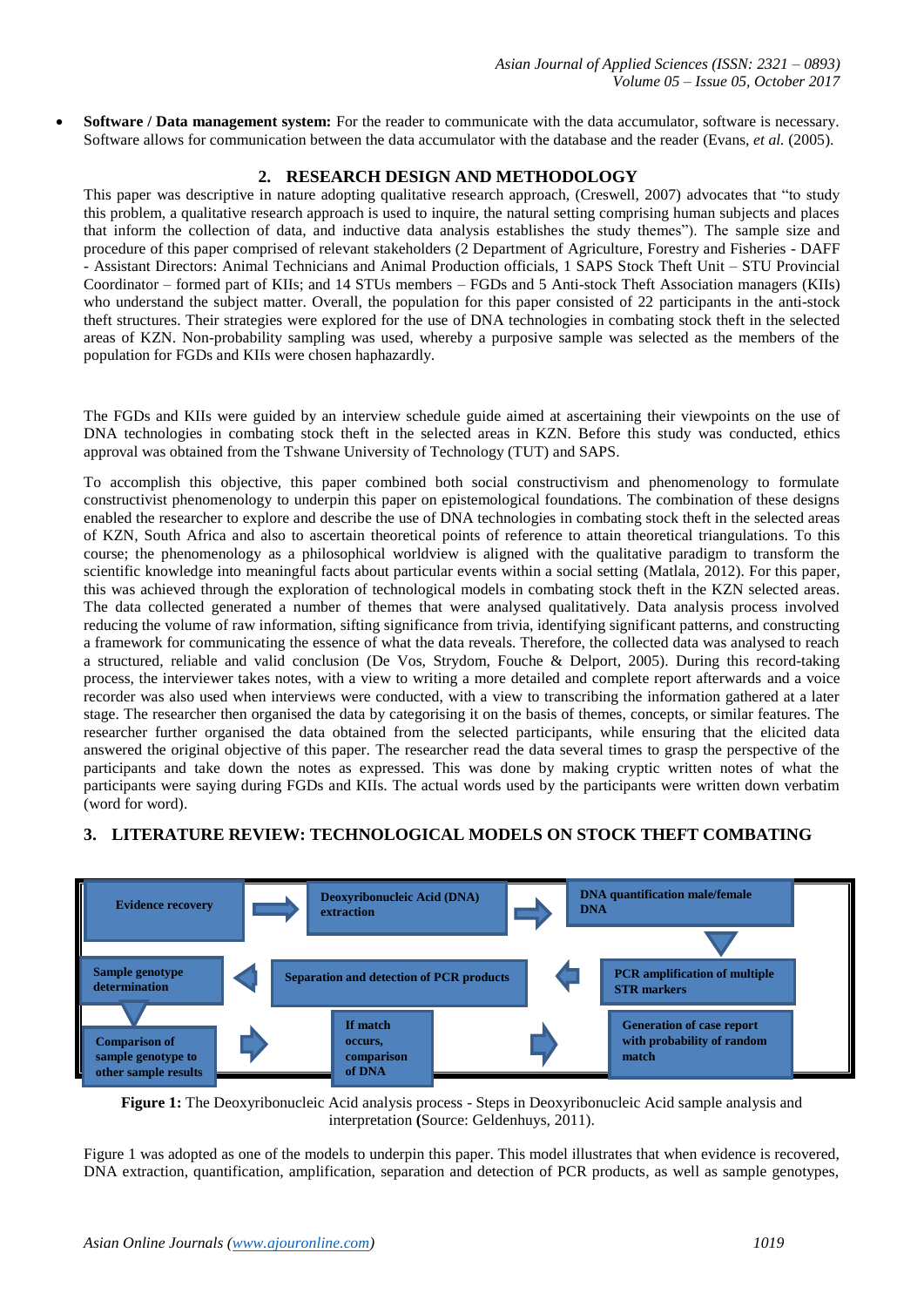- **Software / Data management system:** For the reader to communicate with the data accumulator, software is necessary. Software allows for communication between the data accumulator with the database and the reader (Evans, *et al.* (2005).

## 2. RESEARCH DESIGN AND METHODOLOGY

This paper was descriptive in nature adopting qualitative research approach, (Creswell, 2007) advocates that "to study this problem, a qualitative research approach is used to inquire, the natural setting comprising human subjects and places that inform the collection of data, and inductive data analysis establishes the study themes"). The sample size and procedure of this paper comprised of relevant stakeholders (2 Department of Agriculture, Forestry and Fisheries - DAFF - Assistant Directors: Animal Technicians and Animal Production officials, 1 SAPS Stock Theft Unit – STU Provincial Coordinator – formed part of KIIs; and 14 STUs members – FGDs and 5 Anti-stock Theft Association managers (KIIs) who understand the subject matter. Overall, the population for this paper consisted of 22 participants in the anti-stock theft structures. Their strategies were explored for the use of DNA technologies in combating stock theft in the selected areas of KZN. Non-probability sampling was used, whereby a purposive sample was selected as the members of the population for FGDs and KIIs were chosen haphazardly.

The FGDs and KIIs were guided by an interview schedule guide aimed at ascertaining their viewpoints on the use of DNA technologies in combating stock theft in the selected areas in KZN. Before this study was conducted, ethics approval was obtained from the Tshwane University of Technology (TUT) and SAPS.

To accomplish this objective, this paper combined both social constructivism and phenomenology to formulate constructivist phenomenology to underpin this paper on epistemological foundations. The combination of these designs enabled the researcher to explore and describe the use of DNA technologies in combating stock theft in the selected areas of KZN, South Africa and also to ascertain theoretical points of reference to attain theoretical triangulations. To this course; the phenomenology as a philosophical worldview is aligned with the qualitative paradigm to transform the scientific knowledge into meaningful facts about particular events within a social setting (Matlala, 2012). For this paper, this was achieved through the exploration of technological models in combating stock theft in the KZN selected areas. The data collected generated a number of themes that were analysed qualitatively. Data analysis process involved reducing the volume of raw information, sifting significance from trivia, identifying significant patterns, and constructing a framework for communicating the essence of what the data reveals. Therefore, the collected data was analysed to reach a structured, reliable and valid conclusion (De Vos, Strydom, Fouche & Delport, 2005). During this record-taking process, the interviewer takes notes, with a view to writing a more detailed and complete report afterwards and a voice recorder was also used when interviews were conducted, with a view to transcribing the information gathered at a later stage. The researcher then organised the data by categorising it on the basis of themes, concepts, or similar features. The researcher further organised the data obtained from the selected participants, while ensuring that the elicited data answered the original objective of this paper. The researcher read the data several times to grasp the perspective of the participants and take down the notes as expressed. This was done by making cryptic written notes of what the participants were saying during FGDs and KIIs. The actual words used by the participants were written down verbatim (word for word).

## 3. LITERATURE REVIEW: TECHNOLOGICAL MODELS ON STOCK THEFT COMBATING

Evidence recovery → Deoxyribonucleic Acid (DNA) extraction → DNA quantification male/female DNA → PCR amplification of multiple STR markers → Separation and detection of PCR products → Sample genotype determination → Comparison of sample genotype to other sample results → If match occurs, comparison of DNA → Generation of case report with probability of random match

**Figure 1:** The Deoxyribonucleic Acid analysis process - Steps in Deoxyribonucleic Acid sample analysis and interpretation **(**Source: Geldenhuys, 2011).

Figure 1 was adopted as one of the models to underpin this paper. This model illustrates that when evidence is recovered, DNA extraction, quantification, amplification, separation and detection of PCR products, as well as sample genotypes,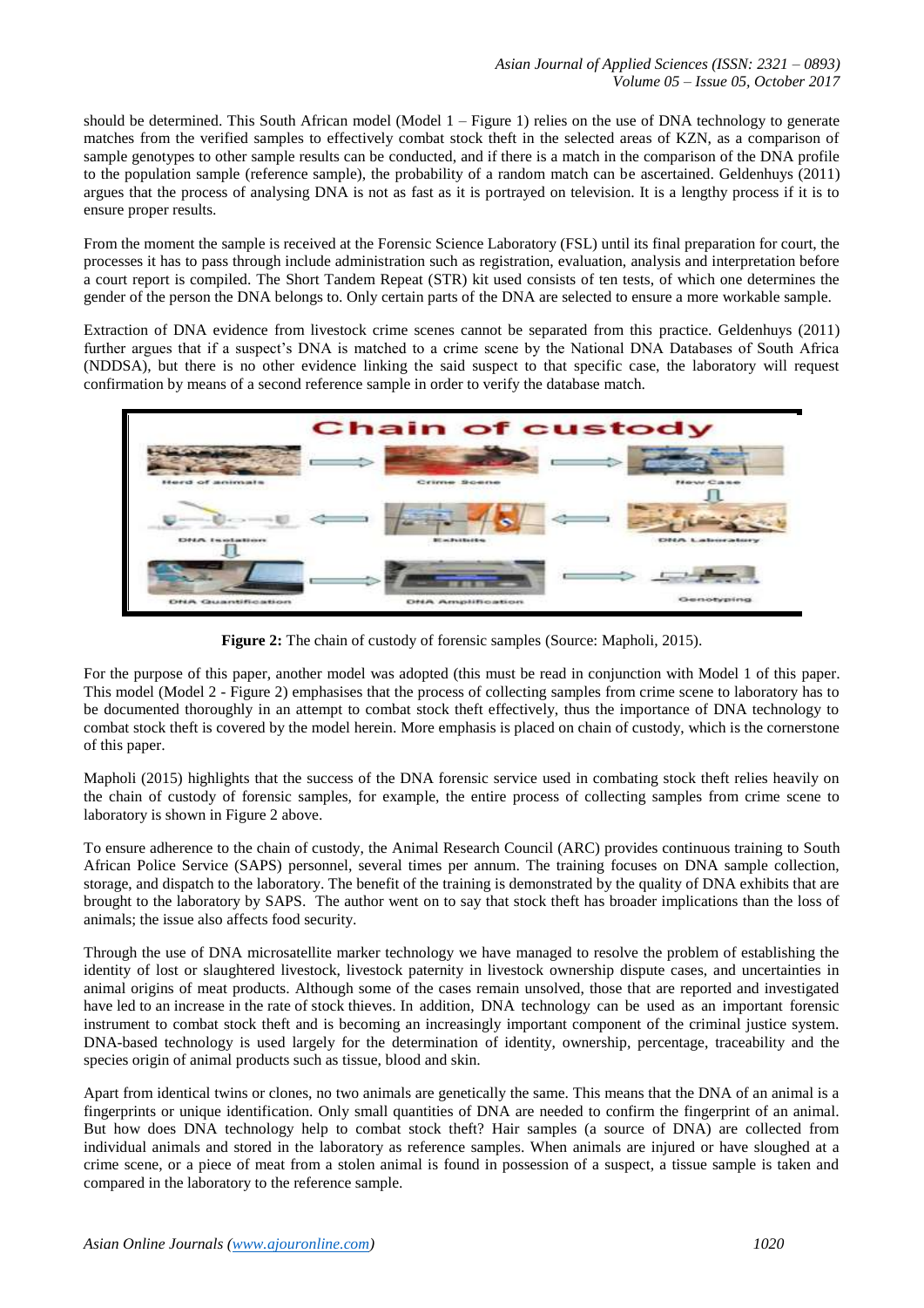should be determined. This South African model (Model 1 – Figure 1) relies on the use of DNA technology to generate matches from the verified samples to effectively combat stock theft in the selected areas of KZN, as a comparison of sample genotypes to other sample results can be conducted, and if there is a match in the comparison of the DNA profile to the population sample (reference sample), the probability of a random match can be ascertained. Geldenhuys (2011) argues that the process of analysing DNA is not as fast as it is portrayed on television. It is a lengthy process if it is to ensure proper results.

From the moment the sample is received at the Forensic Science Laboratory (FSL) until its final preparation for court, the processes it has to pass through include administration such as registration, evaluation, analysis and interpretation before a court report is compiled. The Short Tandem Repeat (STR) kit used consists of ten tests, of which one determines the gender of the person the DNA belongs to. Only certain parts of the DNA are selected to ensure a more workable sample.

Extraction of DNA evidence from livestock crime scenes cannot be separated from this practice. Geldenhuys (2011) further argues that if a suspect's DNA is matched to a crime scene by the National DNA Databases of South Africa (NDDSA), but there is no other evidence linking the said suspect to that specific case, the laboratory will request confirmation by means of a second reference sample in order to verify the database match.

**Figure 2:** The chain of custody of forensic samples (Source: Mapholi, 2015).

For the purpose of this paper, another model was adopted (this must be read in conjunction with Model 1 of this paper. This model (Model 2 - Figure 2) emphasises that the process of collecting samples from crime scene to laboratory has to be documented thoroughly in an attempt to combat stock theft effectively, thus the importance of DNA technology to combat stock theft is covered by the model herein. More emphasis is placed on chain of custody, which is the cornerstone of this paper.

Mapholi (2015) highlights that the success of the DNA forensic service used in combating stock theft relies heavily on the chain of custody of forensic samples, for example, the entire process of collecting samples from crime scene to laboratory is shown in Figure 2 above.

To ensure adherence to the chain of custody, the Animal Research Council (ARC) provides continuous training to South African Police Service (SAPS) personnel, several times per annum. The training focuses on DNA sample collection, storage, and dispatch to the laboratory. The benefit of the training is demonstrated by the quality of DNA exhibits that are brought to the laboratory by SAPS. The author went on to say that stock theft has broader implications than the loss of animals; the issue also affects food security.

Through the use of DNA microsatellite marker technology we have managed to resolve the problem of establishing the identity of lost or slaughtered livestock, livestock paternity in livestock ownership dispute cases, and uncertainties in animal origins of meat products. Although some of the cases remain unsolved, those that are reported and investigated have led to an increase in the rate of stock thieves. In addition, DNA technology can be used as an important forensic instrument to combat stock theft and is becoming an increasingly important component of the criminal justice system. DNA-based technology is used largely for the determination of identity, ownership, percentage, traceability and the species origin of animal products such as tissue, blood and skin.

Apart from identical twins or clones, no two animals are genetically the same. This means that the DNA of an animal is a fingerprints or unique identification. Only small quantities of DNA are needed to confirm the fingerprint of an animal. But how does DNA technology help to combat stock theft? Hair samples (a source of DNA) are collected from individual animals and stored in the laboratory as reference samples. When animals are injured or have sloughed at a crime scene, or a piece of meat from a stolen animal is found in possession of a suspect, a tissue sample is taken and compared in the laboratory to the reference sample.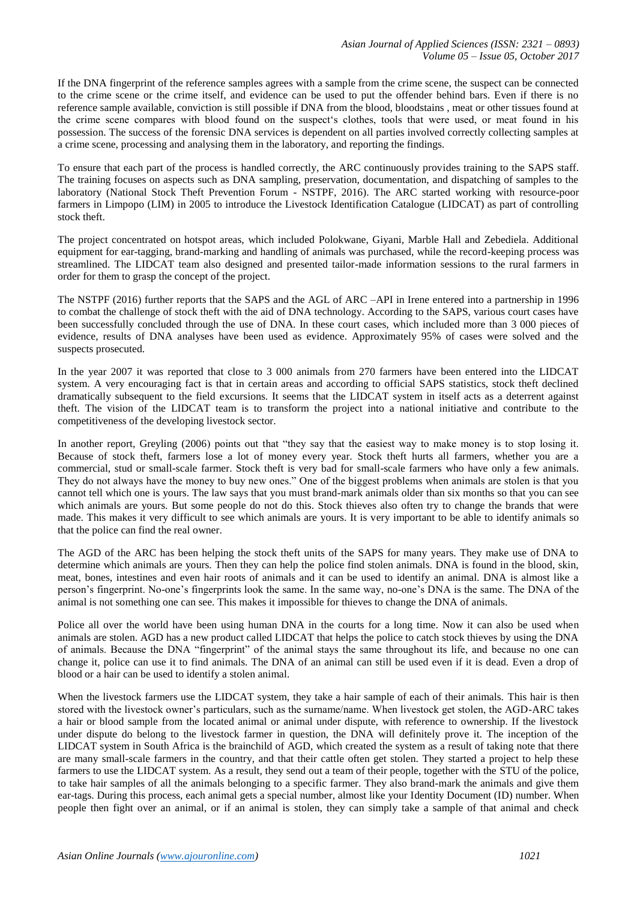If the DNA fingerprint of the reference samples agrees with a sample from the crime scene, the suspect can be connected to the crime scene or the crime itself, and evidence can be used to put the offender behind bars. Even if there is no reference sample available, conviction is still possible if DNA from the blood, bloodstains , meat or other tissues found at the crime scene compares with blood found on the suspect's clothes, tools that were used, or meat found in his possession. The success of the forensic DNA services is dependent on all parties involved correctly collecting samples at a crime scene, processing and analysing them in the laboratory, and reporting the findings.

To ensure that each part of the process is handled correctly, the ARC continuously provides training to the SAPS staff. The training focuses on aspects such as DNA sampling, preservation, documentation, and dispatching of samples to the laboratory (National Stock Theft Prevention Forum - NSTPF, 2016). The ARC started working with resource-poor farmers in Limpopo (LIM) in 2005 to introduce the Livestock Identification Catalogue (LIDCAT) as part of controlling stock theft.

The project concentrated on hotspot areas, which included Polokwane, Giyani, Marble Hall and Zebediela. Additional equipment for ear-tagging, brand-marking and handling of animals was purchased, while the record-keeping process was streamlined. The LIDCAT team also designed and presented tailor-made information sessions to the rural farmers in order for them to grasp the concept of the project.

The NSTPF (2016) further reports that the SAPS and the AGL of ARC –API in Irene entered into a partnership in 1996 to combat the challenge of stock theft with the aid of DNA technology. According to the SAPS, various court cases have been successfully concluded through the use of DNA. In these court cases, which included more than 3 000 pieces of evidence, results of DNA analyses have been used as evidence. Approximately 95% of cases were solved and the suspects prosecuted.

In the year 2007 it was reported that close to 3 000 animals from 270 farmers have been entered into the LIDCAT system. A very encouraging fact is that in certain areas and according to official SAPS statistics, stock theft declined dramatically subsequent to the field excursions. It seems that the LIDCAT system in itself acts as a deterrent against theft. The vision of the LIDCAT team is to transform the project into a national initiative and contribute to the competitiveness of the developing livestock sector.

In another report, Greyling (2006) points out that "they say that the easiest way to make money is to stop losing it. Because of stock theft, farmers lose a lot of money every year. Stock theft hurts all farmers, whether you are a commercial, stud or small-scale farmer. Stock theft is very bad for small-scale farmers who have only a few animals. They do not always have the money to buy new ones." One of the biggest problems when animals are stolen is that you cannot tell which one is yours. The law says that you must brand-mark animals older than six months so that you can see which animals are yours. But some people do not do this. Stock thieves also often try to change the brands that were made. This makes it very difficult to see which animals are yours. It is very important to be able to identify animals so that the police can find the real owner.

The AGD of the ARC has been helping the stock theft units of the SAPS for many years. They make use of DNA to determine which animals are yours. Then they can help the police find stolen animals. DNA is found in the blood, skin, meat, bones, intestines and even hair roots of animals and it can be used to identify an animal. DNA is almost like a person's fingerprint. No-one's fingerprints look the same. In the same way, no-one's DNA is the same. The DNA of the animal is not something one can see. This makes it impossible for thieves to change the DNA of animals.

Police all over the world have been using human DNA in the courts for a long time. Now it can also be used when animals are stolen. AGD has a new product called LIDCAT that helps the police to catch stock thieves by using the DNA of animals. Because the DNA "fingerprint" of the animal stays the same throughout its life, and because no one can change it, police can use it to find animals. The DNA of an animal can still be used even if it is dead. Even a drop of blood or a hair can be used to identify a stolen animal.

When the livestock farmers use the LIDCAT system, they take a hair sample of each of their animals. This hair is then stored with the livestock owner's particulars, such as the surname/name. When livestock get stolen, the AGD-ARC takes a hair or blood sample from the located animal or animal under dispute, with reference to ownership. If the livestock under dispute do belong to the livestock farmer in question, the DNA will definitely prove it. The inception of the LIDCAT system in South Africa is the brainchild of AGD, which created the system as a result of taking note that there are many small-scale farmers in the country, and that their cattle often get stolen. They started a project to help these farmers to use the LIDCAT system. As a result, they send out a team of their people, together with the STU of the police, to take hair samples of all the animals belonging to a specific farmer. They also brand-mark the animals and give them ear-tags. During this process, each animal gets a special number, almost like your Identity Document (ID) number. When people then fight over an animal, or if an animal is stolen, they can simply take a sample of that animal and check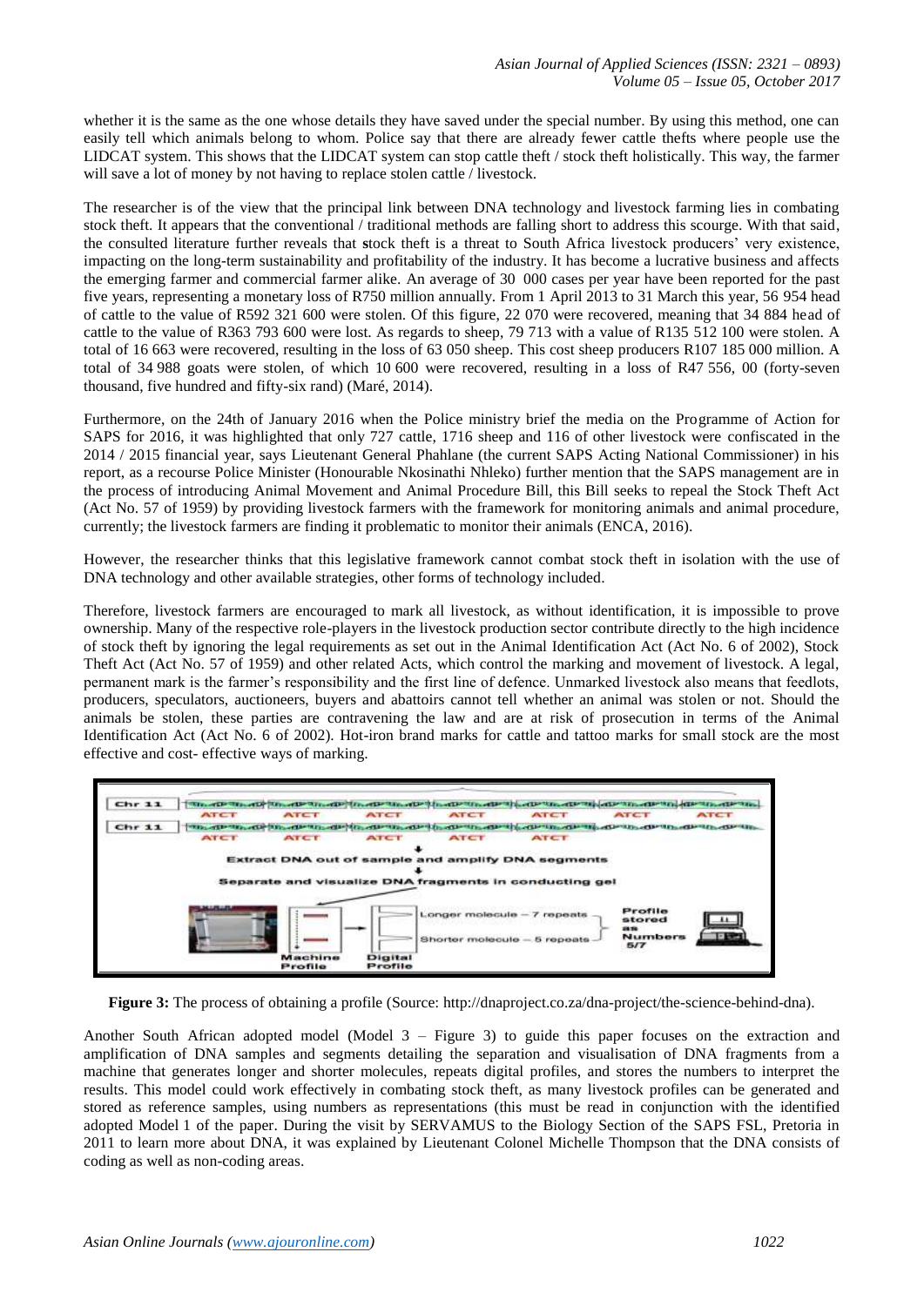whether it is the same as the one whose details they have saved under the special number. By using this method, one can easily tell which animals belong to whom. Police say that there are already fewer cattle thefts where people use the LIDCAT system. This shows that the LIDCAT system can stop cattle theft / stock theft holistically. This way, the farmer will save a lot of money by not having to replace stolen cattle / livestock.

The researcher is of the view that the principal link between DNA technology and livestock farming lies in combating stock theft. It appears that the conventional / traditional methods are falling short to address this scourge. With that said, the consulted literature further reveals that **s**tock theft is a threat to South Africa livestock producers' very existence, impacting on the long-term sustainability and profitability of the industry. It has become a lucrative business and affects the emerging farmer and commercial farmer alike. An average of 30 000 cases per year have been reported for the past five years, representing a monetary loss of R750 million annually. From 1 April 2013 to 31 March this year, 56 954 head of cattle to the value of R592 321 600 were stolen. Of this figure, 22 070 were recovered, meaning that 34 884 head of cattle to the value of R363 793 600 were lost. As regards to sheep, 79 713 with a value of R135 512 100 were stolen. A total of 16 663 were recovered, resulting in the loss of 63 050 sheep. This cost sheep producers R107 185 000 million. A total of 34 988 goats were stolen, of which 10 600 were recovered, resulting in a loss of R47 556, 00 (forty-seven thousand, five hundred and fifty-six rand) (Maré, 2014).

Furthermore, on the 24th of January 2016 when the Police ministry brief the media on the Programme of Action for SAPS for 2016, it was highlighted that only 727 cattle, 1716 sheep and 116 of other livestock were confiscated in the 2014 / 2015 financial year, says Lieutenant General Phahlane (the current SAPS Acting National Commissioner) in his report, as a recourse Police Minister (Honourable Nkosinathi Nhleko) further mention that the SAPS management are in the process of introducing Animal Movement and Animal Procedure Bill, this Bill seeks to repeal the Stock Theft Act (Act No. 57 of 1959) by providing livestock farmers with the framework for monitoring animals and animal procedure, currently; the livestock farmers are finding it problematic to monitor their animals (ENCA, 2016).

However, the researcher thinks that this legislative framework cannot combat stock theft in isolation with the use of DNA technology and other available strategies, other forms of technology included.

Therefore, livestock farmers are encouraged to mark all livestock, as without identification, it is impossible to prove ownership. Many of the respective role-players in the livestock production sector contribute directly to the high incidence of stock theft by ignoring the legal requirements as set out in the Animal Identification Act (Act No. 6 of 2002), Stock Theft Act (Act No. 57 of 1959) and other related Acts, which control the marking and movement of livestock. A legal, permanent mark is the farmer's responsibility and the first line of defence. Unmarked livestock also means that feedlots, producers, speculators, auctioneers, buyers and abattoirs cannot tell whether an animal was stolen or not. Should the animals be stolen, these parties are contravening the law and are at risk of prosecution in terms of the Animal Identification Act (Act No. 6 of 2002). Hot-iron brand marks for cattle and tattoo marks for small stock are the most effective and cost- effective ways of marking.

**Figure 3:** The process of obtaining a profile (Source: http://dnaproject.co.za/dna-project/the-science-behind-dna).

Another South African adopted model (Model 3 – Figure 3) to guide this paper focuses on the extraction and amplification of DNA samples and segments detailing the separation and visualisation of DNA fragments from a machine that generates longer and shorter molecules, repeats digital profiles, and stores the numbers to interpret the results. This model could work effectively in combating stock theft, as many livestock profiles can be generated and stored as reference samples, using numbers as representations (this must be read in conjunction with the identified adopted Model 1 of the paper. During the visit by SERVAMUS to the Biology Section of the SAPS FSL, Pretoria in 2011 to learn more about DNA, it was explained by Lieutenant Colonel Michelle Thompson that the DNA consists of coding as well as non-coding areas.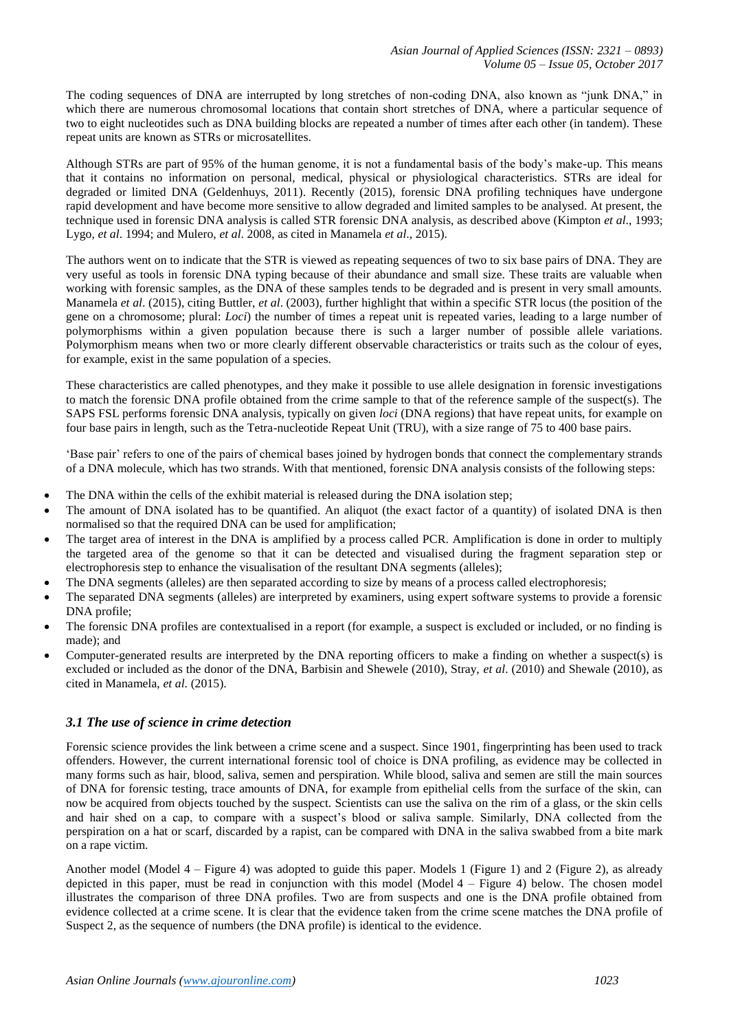The coding sequences of DNA are interrupted by long stretches of non-coding DNA, also known as "junk DNA," in which there are numerous chromosomal locations that contain short stretches of DNA, where a particular sequence of two to eight nucleotides such as DNA building blocks are repeated a number of times after each other (in tandem). These repeat units are known as STRs or microsatellites.

Although STRs are part of 95% of the human genome, it is not a fundamental basis of the body's make-up. This means that it contains no information on personal, medical, physical or physiological characteristics. STRs are ideal for degraded or limited DNA (Geldenhuys, 2011). Recently (2015), forensic DNA profiling techniques have undergone rapid development and have become more sensitive to allow degraded and limited samples to be analysed. At present, the technique used in forensic DNA analysis is called STR forensic DNA analysis, as described above (Kimpton *et al*., 1993; Lygo, *et al*. 1994; and Mulero, *et al*. 2008, as cited in Manamela *et al*., 2015).

The authors went on to indicate that the STR is viewed as repeating sequences of two to six base pairs of DNA. They are very useful as tools in forensic DNA typing because of their abundance and small size. These traits are valuable when working with forensic samples, as the DNA of these samples tends to be degraded and is present in very small amounts. Manamela *et al*. (2015), citing Buttler, *et al*. (2003), further highlight that within a specific STR locus (the position of the gene on a chromosome; plural: *Loci*) the number of times a repeat unit is repeated varies, leading to a large number of polymorphisms within a given population because there is such a larger number of possible allele variations. Polymorphism means when two or more clearly different observable characteristics or traits such as the colour of eyes, for example, exist in the same population of a species.

These characteristics are called phenotypes, and they make it possible to use allele designation in forensic investigations to match the forensic DNA profile obtained from the crime sample to that of the reference sample of the suspect(s). The SAPS FSL performs forensic DNA analysis, typically on given *loci* (DNA regions) that have repeat units, for example on four base pairs in length, such as the Tetra-nucleotide Repeat Unit (TRU), with a size range of 75 to 400 base pairs.

'Base pair' refers to one of the pairs of chemical bases joined by hydrogen bonds that connect the complementary strands of a DNA molecule, which has two strands. With that mentioned, forensic DNA analysis consists of the following steps:

- The DNA within the cells of the exhibit material is released during the DNA isolation step;
- The amount of DNA isolated has to be quantified. An aliquot (the exact factor of a quantity) of isolated DNA is then normalised so that the required DNA can be used for amplification;
- The target area of interest in the DNA is amplified by a process called PCR. Amplification is done in order to multiply the targeted area of the genome so that it can be detected and visualised during the fragment separation step or electrophoresis step to enhance the visualisation of the resultant DNA segments (alleles);
- The DNA segments (alleles) are then separated according to size by means of a process called electrophoresis;
- The separated DNA segments (alleles) are interpreted by examiners, using expert software systems to provide a forensic DNA profile;
- The forensic DNA profiles are contextualised in a report (for example, a suspect is excluded or included, or no finding is made); and
- Computer-generated results are interpreted by the DNA reporting officers to make a finding on whether a suspect(s) is excluded or included as the donor of the DNA, Barbisin and Shewele (2010), Stray, *et al*. (2010) and Shewale (2010), as cited in Manamela, *et al.* (2015).

### *3.1 The use of science in crime detection*

Forensic science provides the link between a crime scene and a suspect. Since 1901, fingerprinting has been used to track offenders. However, the current international forensic tool of choice is DNA profiling, as evidence may be collected in many forms such as hair, blood, saliva, semen and perspiration. While blood, saliva and semen are still the main sources of DNA for forensic testing, trace amounts of DNA, for example from epithelial cells from the surface of the skin, can now be acquired from objects touched by the suspect. Scientists can use the saliva on the rim of a glass, or the skin cells and hair shed on a cap, to compare with a suspect's blood or saliva sample. Similarly, DNA collected from the perspiration on a hat or scarf, discarded by a rapist, can be compared with DNA in the saliva swabbed from a bite mark on a rape victim.

Another model (Model 4 – Figure 4) was adopted to guide this paper. Models 1 (Figure 1) and 2 (Figure 2), as already depicted in this paper, must be read in conjunction with this model (Model 4 – Figure 4) below. The chosen model illustrates the comparison of three DNA profiles. Two are from suspects and one is the DNA profile obtained from evidence collected at a crime scene. It is clear that the evidence taken from the crime scene matches the DNA profile of Suspect 2, as the sequence of numbers (the DNA profile) is identical to the evidence.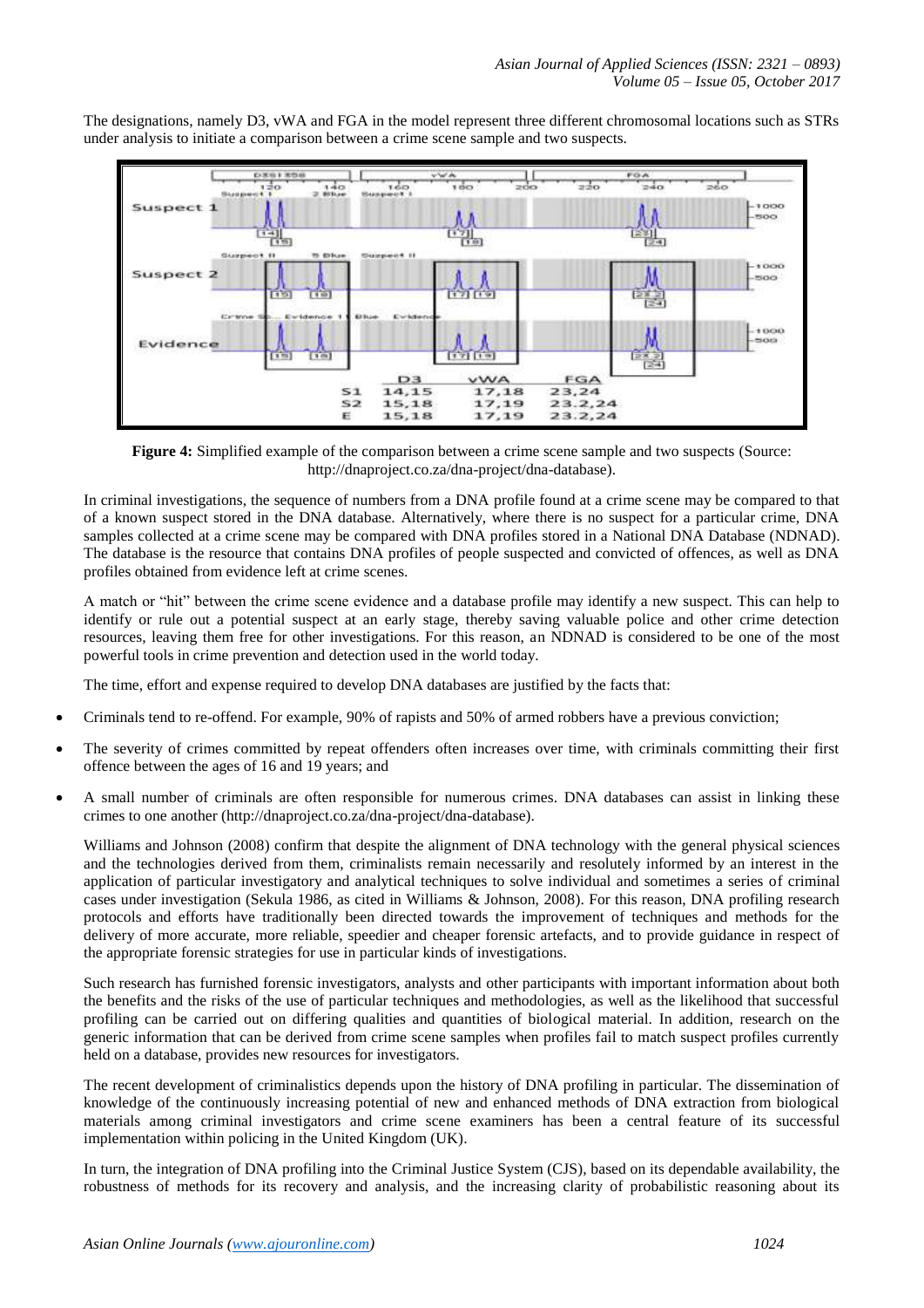The designations, namely D3, vWA and FGA in the model represent three different chromosomal locations such as STRs under analysis to initiate a comparison between a crime scene sample and two suspects.

| | D3 | vWA | FGA |
|---|---|---|---|
| S1 | 14,15 | 17,18 | 23,24 |
| S2 | 15,18 | 17,19 | 23.2,24 |
| E | 15,18 | 17,19 | 23.2,24 |

**Figure 4:** Simplified example of the comparison between a crime scene sample and two suspects (Source: http://dnaproject.co.za/dna-project/dna-database).

In criminal investigations, the sequence of numbers from a DNA profile found at a crime scene may be compared to that of a known suspect stored in the DNA database. Alternatively, where there is no suspect for a particular crime, DNA samples collected at a crime scene may be compared with DNA profiles stored in a National DNA Database (NDNAD). The database is the resource that contains DNA profiles of people suspected and convicted of offences, as well as DNA profiles obtained from evidence left at crime scenes.

A match or "hit" between the crime scene evidence and a database profile may identify a new suspect. This can help to identify or rule out a potential suspect at an early stage, thereby saving valuable police and other crime detection resources, leaving them free for other investigations. For this reason, an NDNAD is considered to be one of the most powerful tools in crime prevention and detection used in the world today.

The time, effort and expense required to develop DNA databases are justified by the facts that:

- Criminals tend to re-offend. For example, 90% of rapists and 50% of armed robbers have a previous conviction;
- The severity of crimes committed by repeat offenders often increases over time, with criminals committing their first offence between the ages of 16 and 19 years; and
- A small number of criminals are often responsible for numerous crimes. DNA databases can assist in linking these crimes to one another (http://dnaproject.co.za/dna-project/dna-database).

Williams and Johnson (2008) confirm that despite the alignment of DNA technology with the general physical sciences and the technologies derived from them, criminalists remain necessarily and resolutely informed by an interest in the application of particular investigatory and analytical techniques to solve individual and sometimes a series of criminal cases under investigation (Sekula 1986, as cited in Williams & Johnson, 2008). For this reason, DNA profiling research protocols and efforts have traditionally been directed towards the improvement of techniques and methods for the delivery of more accurate, more reliable, speedier and cheaper forensic artefacts, and to provide guidance in respect of the appropriate forensic strategies for use in particular kinds of investigations.

Such research has furnished forensic investigators, analysts and other participants with important information about both the benefits and the risks of the use of particular techniques and methodologies, as well as the likelihood that successful profiling can be carried out on differing qualities and quantities of biological material. In addition, research on the generic information that can be derived from crime scene samples when profiles fail to match suspect profiles currently held on a database, provides new resources for investigators.

The recent development of criminalistics depends upon the history of DNA profiling in particular. The dissemination of knowledge of the continuously increasing potential of new and enhanced methods of DNA extraction from biological materials among criminal investigators and crime scene examiners has been a central feature of its successful implementation within policing in the United Kingdom (UK).

In turn, the integration of DNA profiling into the Criminal Justice System (CJS), based on its dependable availability, the robustness of methods for its recovery and analysis, and the increasing clarity of probabilistic reasoning about its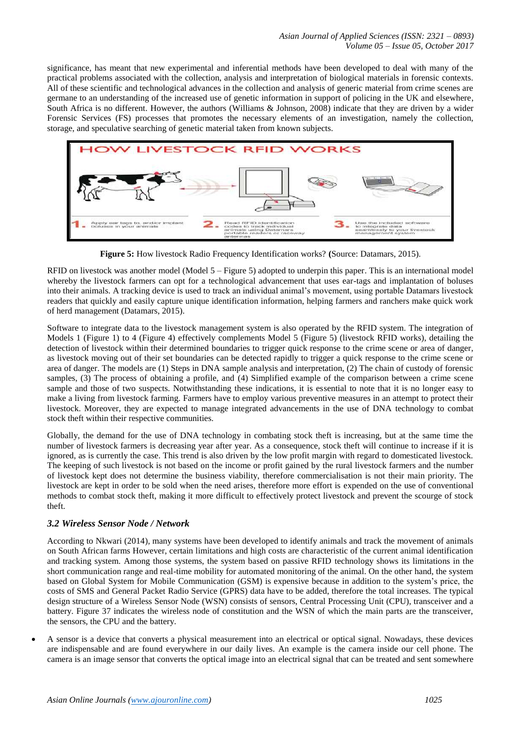significance, has meant that new experimental and inferential methods have been developed to deal with many of the practical problems associated with the collection, analysis and interpretation of biological materials in forensic contexts. All of these scientific and technological advances in the collection and analysis of generic material from crime scenes are germane to an understanding of the increased use of genetic information in support of policing in the UK and elsewhere, South Africa is no different. However, the authors (Williams & Johnson, 2008) indicate that they are driven by a wider Forensic Services (FS) processes that promotes the necessary elements of an investigation, namely the collection, storage, and speculative searching of genetic material taken from known subjects.

**Figure 5:** How livestock Radio Frequency Identification works? **(**Source: Datamars, 2015).

RFID on livestock was another model (Model 5 – Figure 5) adopted to underpin this paper. This is an international model whereby the livestock farmers can opt for a technological advancement that uses ear-tags and implantation of boluses into their animals. A tracking device is used to track an individual animal's movement, using portable Datamars livestock readers that quickly and easily capture unique identification information, helping farmers and ranchers make quick work of herd management (Datamars, 2015).

Software to integrate data to the livestock management system is also operated by the RFID system. The integration of Models 1 (Figure 1) to 4 (Figure 4) effectively complements Model 5 (Figure 5) (livestock RFID works), detailing the detection of livestock within their determined boundaries to trigger quick response to the crime scene or area of danger, as livestock moving out of their set boundaries can be detected rapidly to trigger a quick response to the crime scene or area of danger. The models are (1) Steps in DNA sample analysis and interpretation, (2) The chain of custody of forensic samples, (3) The process of obtaining a profile, and (4) Simplified example of the comparison between a crime scene sample and those of two suspects. Notwithstanding these indications, it is essential to note that it is no longer easy to make a living from livestock farming. Farmers have to employ various preventive measures in an attempt to protect their livestock. Moreover, they are expected to manage integrated advancements in the use of DNA technology to combat stock theft within their respective communities.

Globally, the demand for the use of DNA technology in combating stock theft is increasing, but at the same time the number of livestock farmers is decreasing year after year. As a consequence, stock theft will continue to increase if it is ignored, as is currently the case. This trend is also driven by the low profit margin with regard to domesticated livestock. The keeping of such livestock is not based on the income or profit gained by the rural livestock farmers and the number of livestock kept does not determine the business viability, therefore commercialisation is not their main priority. The livestock are kept in order to be sold when the need arises, therefore more effort is expended on the use of conventional methods to combat stock theft, making it more difficult to effectively protect livestock and prevent the scourge of stock theft.

### *3.2 Wireless Sensor Node / Network*

According to Nkwari (2014), many systems have been developed to identify animals and track the movement of animals on South African farms However, certain limitations and high costs are characteristic of the current animal identification and tracking system. Among those systems, the system based on passive RFID technology shows its limitations in the short communication range and real-time mobility for automated monitoring of the animal. On the other hand, the system based on Global System for Mobile Communication (GSM) is expensive because in addition to the system's price, the costs of SMS and General Packet Radio Service (GPRS) data have to be added, therefore the total increases. The typical design structure of a Wireless Sensor Node (WSN) consists of sensors, Central Processing Unit (CPU), transceiver and a battery. Figure 37 indicates the wireless node of constitution and the WSN of which the main parts are the transceiver, the sensors, the CPU and the battery.

- A sensor is a device that converts a physical measurement into an electrical or optical signal. Nowadays, these devices are indispensable and are found everywhere in our daily lives. An example is the camera inside our cell phone. The camera is an image sensor that converts the optical image into an electrical signal that can be treated and sent somewhere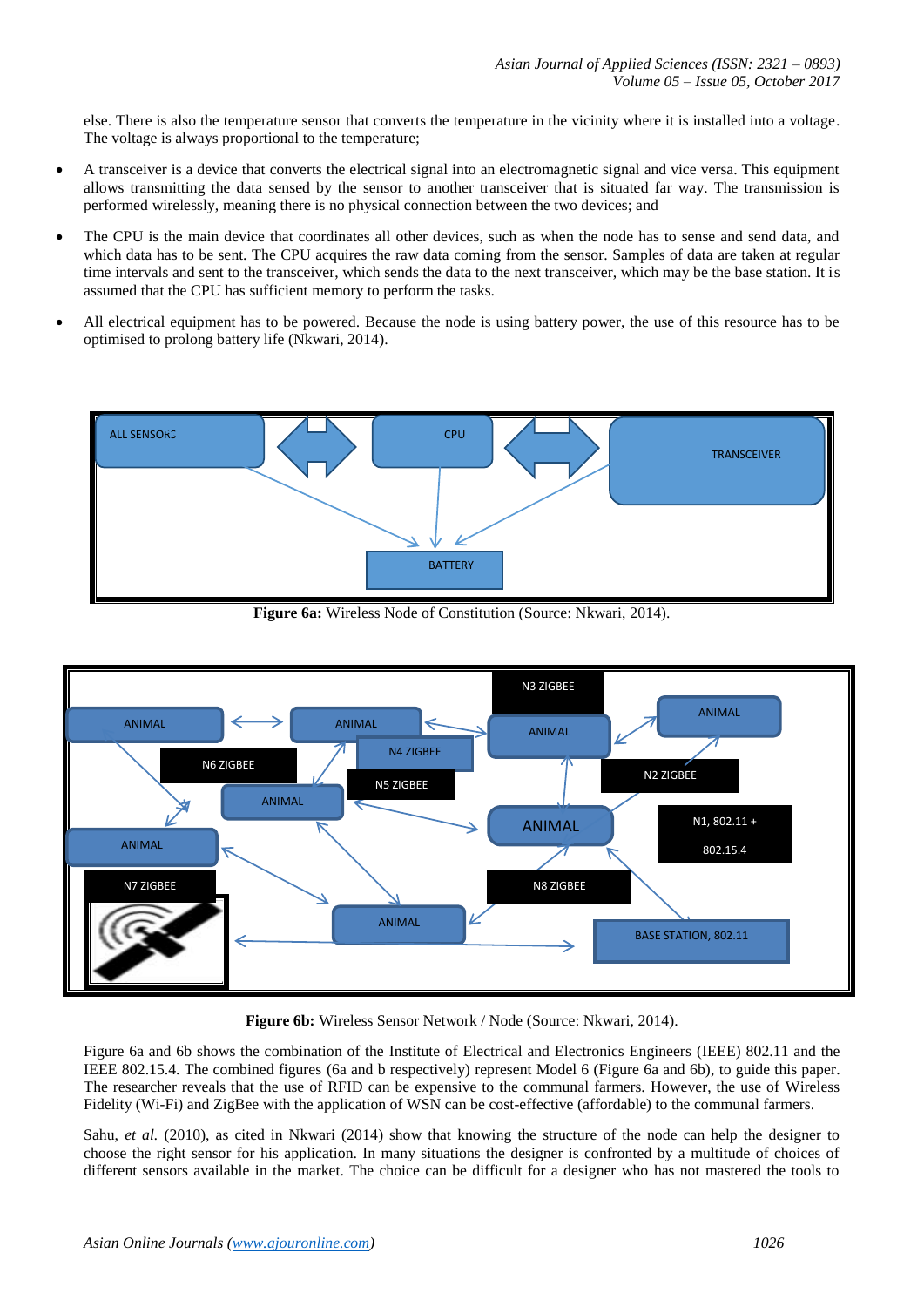else. There is also the temperature sensor that converts the temperature in the vicinity where it is installed into a voltage. The voltage is always proportional to the temperature;

- A transceiver is a device that converts the electrical signal into an electromagnetic signal and vice versa. This equipment allows transmitting the data sensed by the sensor to another transceiver that is situated far way. The transmission is performed wirelessly, meaning there is no physical connection between the two devices; and
- The CPU is the main device that coordinates all other devices, such as when the node has to sense and send data, and which data has to be sent. The CPU acquires the raw data coming from the sensor. Samples of data are taken at regular time intervals and sent to the transceiver, which sends the data to the next transceiver, which may be the base station. It is assumed that the CPU has sufficient memory to perform the tasks.
- All electrical equipment has to be powered. Because the node is using battery power, the use of this resource has to be optimised to prolong battery life (Nkwari, 2014).

**Figure 6a:** Wireless Node of Constitution (Source: Nkwari, 2014).

**Figure 6b:** Wireless Sensor Network / Node (Source: Nkwari, 2014).

Figure 6a and 6b shows the combination of the Institute of Electrical and Electronics Engineers (IEEE) 802.11 and the IEEE 802.15.4. The combined figures (6a and b respectively) represent Model 6 (Figure 6a and 6b), to guide this paper. The researcher reveals that the use of RFID can be expensive to the communal farmers. However, the use of Wireless Fidelity (Wi-Fi) and ZigBee with the application of WSN can be cost-effective (affordable) to the communal farmers.

Sahu, *et al.* (2010), as cited in Nkwari (2014) show that knowing the structure of the node can help the designer to choose the right sensor for his application. In many situations the designer is confronted by a multitude of choices of different sensors available in the market. The choice can be difficult for a designer who has not mastered the tools to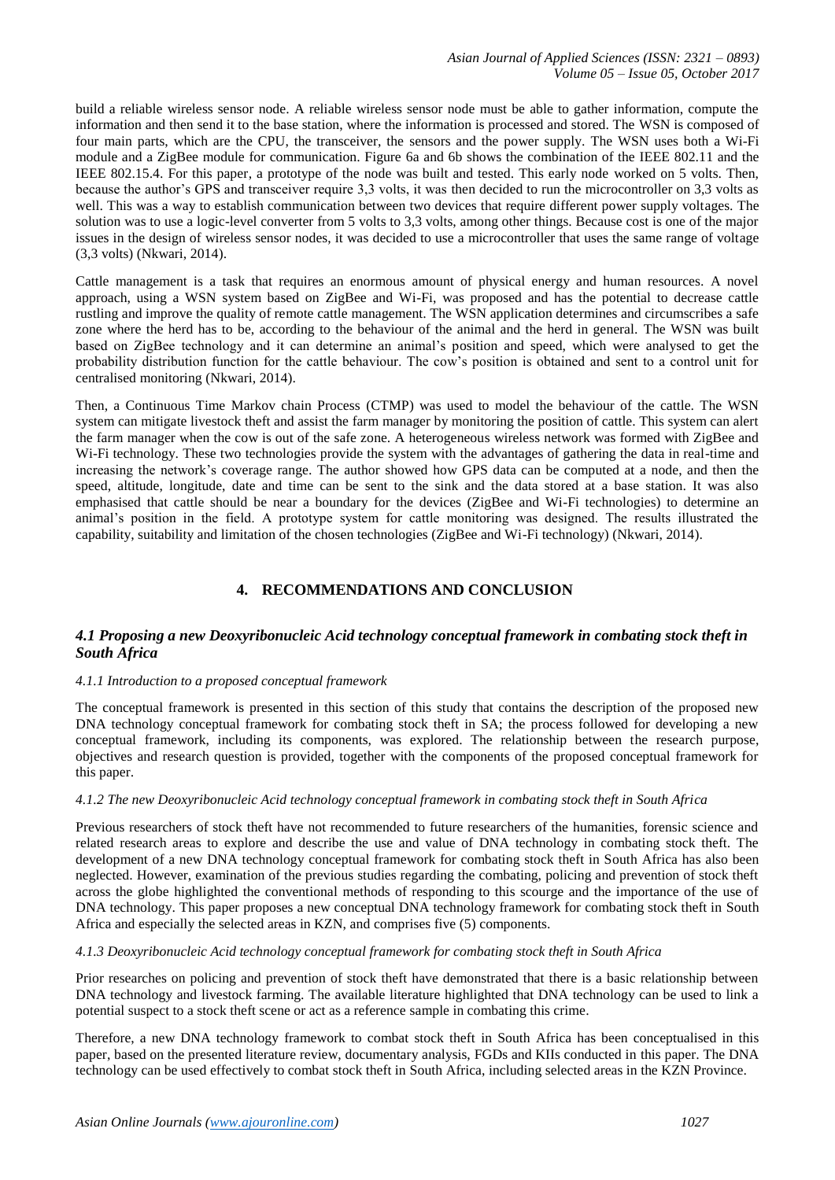build a reliable wireless sensor node. A reliable wireless sensor node must be able to gather information, compute the information and then send it to the base station, where the information is processed and stored. The WSN is composed of four main parts, which are the CPU, the transceiver, the sensors and the power supply. The WSN uses both a Wi-Fi module and a ZigBee module for communication. Figure 6a and 6b shows the combination of the IEEE 802.11 and the IEEE 802.15.4. For this paper, a prototype of the node was built and tested. This early node worked on 5 volts. Then, because the author's GPS and transceiver require 3,3 volts, it was then decided to run the microcontroller on 3,3 volts as well. This was a way to establish communication between two devices that require different power supply voltages. The solution was to use a logic-level converter from 5 volts to 3,3 volts, among other things. Because cost is one of the major issues in the design of wireless sensor nodes, it was decided to use a microcontroller that uses the same range of voltage (3,3 volts) (Nkwari, 2014).

Cattle management is a task that requires an enormous amount of physical energy and human resources. A novel approach, using a WSN system based on ZigBee and Wi-Fi, was proposed and has the potential to decrease cattle rustling and improve the quality of remote cattle management. The WSN application determines and circumscribes a safe zone where the herd has to be, according to the behaviour of the animal and the herd in general. The WSN was built based on ZigBee technology and it can determine an animal's position and speed, which were analysed to get the probability distribution function for the cattle behaviour. The cow's position is obtained and sent to a control unit for centralised monitoring (Nkwari, 2014).

Then, a Continuous Time Markov chain Process (CTMP) was used to model the behaviour of the cattle. The WSN system can mitigate livestock theft and assist the farm manager by monitoring the position of cattle. This system can alert the farm manager when the cow is out of the safe zone. A heterogeneous wireless network was formed with ZigBee and Wi-Fi technology. These two technologies provide the system with the advantages of gathering the data in real-time and increasing the network's coverage range. The author showed how GPS data can be computed at a node, and then the speed, altitude, longitude, date and time can be sent to the sink and the data stored at a base station. It was also emphasised that cattle should be near a boundary for the devices (ZigBee and Wi-Fi technologies) to determine an animal's position in the field. A prototype system for cattle monitoring was designed. The results illustrated the capability, suitability and limitation of the chosen technologies (ZigBee and Wi-Fi technology) (Nkwari, 2014).

## 4. RECOMMENDATIONS AND CONCLUSION

### *4.1 Proposing a new Deoxyribonucleic Acid technology conceptual framework in combating stock theft in South Africa*

#### *4.1.1 Introduction to a proposed conceptual framework*

The conceptual framework is presented in this section of this study that contains the description of the proposed new DNA technology conceptual framework for combating stock theft in SA; the process followed for developing a new conceptual framework, including its components, was explored. The relationship between the research purpose, objectives and research question is provided, together with the components of the proposed conceptual framework for this paper.

#### *4.1.2 The new Deoxyribonucleic Acid technology conceptual framework in combating stock theft in South Africa*

Previous researchers of stock theft have not recommended to future researchers of the humanities, forensic science and related research areas to explore and describe the use and value of DNA technology in combating stock theft. The development of a new DNA technology conceptual framework for combating stock theft in South Africa has also been neglected. However, examination of the previous studies regarding the combating, policing and prevention of stock theft across the globe highlighted the conventional methods of responding to this scourge and the importance of the use of DNA technology. This paper proposes a new conceptual DNA technology framework for combating stock theft in South Africa and especially the selected areas in KZN, and comprises five (5) components.

#### *4.1.3 Deoxyribonucleic Acid technology conceptual framework for combating stock theft in South Africa*

Prior researches on policing and prevention of stock theft have demonstrated that there is a basic relationship between DNA technology and livestock farming. The available literature highlighted that DNA technology can be used to link a potential suspect to a stock theft scene or act as a reference sample in combating this crime.

Therefore, a new DNA technology framework to combat stock theft in South Africa has been conceptualised in this paper, based on the presented literature review, documentary analysis, FGDs and KIIs conducted in this paper. The DNA technology can be used effectively to combat stock theft in South Africa, including selected areas in the KZN Province.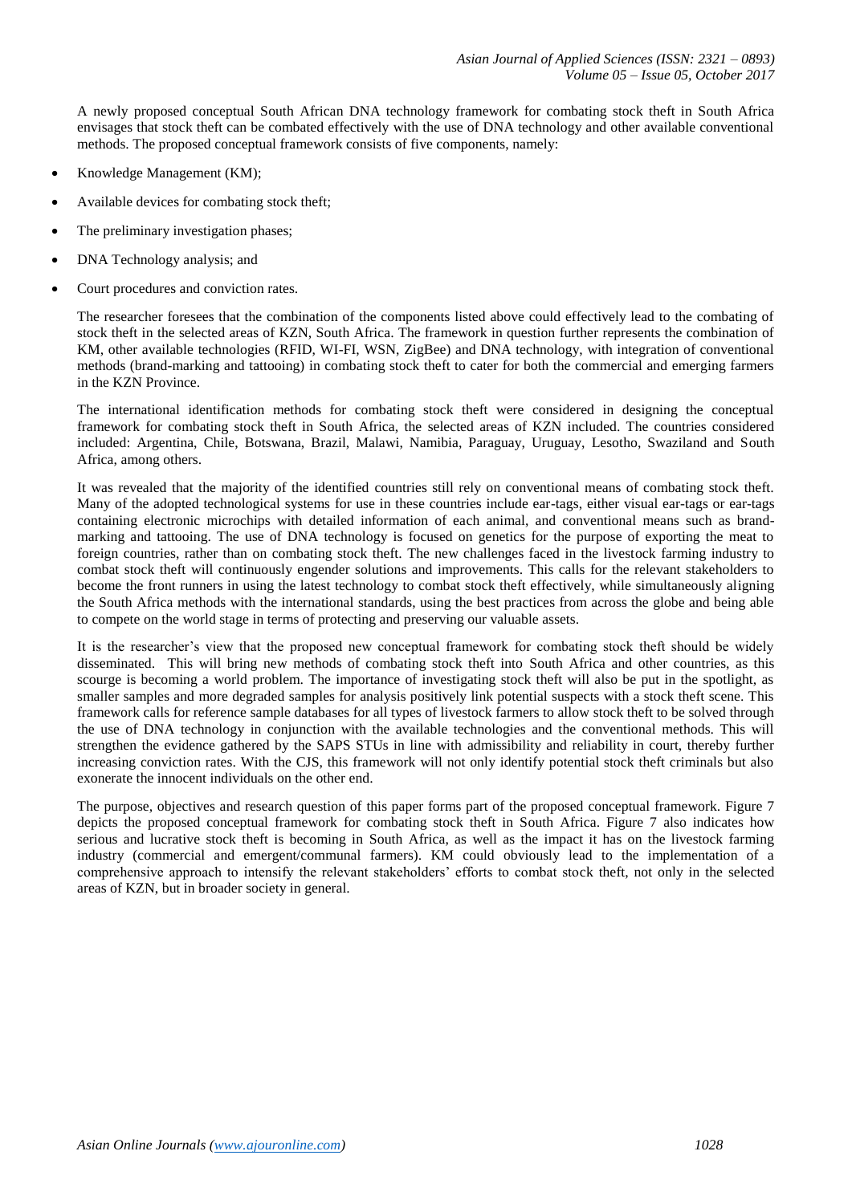A newly proposed conceptual South African DNA technology framework for combating stock theft in South Africa envisages that stock theft can be combated effectively with the use of DNA technology and other available conventional methods. The proposed conceptual framework consists of five components, namely:

- Knowledge Management (KM);
- Available devices for combating stock theft;
- The preliminary investigation phases;
- DNA Technology analysis; and
- Court procedures and conviction rates.

The researcher foresees that the combination of the components listed above could effectively lead to the combating of stock theft in the selected areas of KZN, South Africa. The framework in question further represents the combination of KM, other available technologies (RFID, WI-FI, WSN, ZigBee) and DNA technology, with integration of conventional methods (brand-marking and tattooing) in combating stock theft to cater for both the commercial and emerging farmers in the KZN Province.

The international identification methods for combating stock theft were considered in designing the conceptual framework for combating stock theft in South Africa, the selected areas of KZN included. The countries considered included: Argentina, Chile, Botswana, Brazil, Malawi, Namibia, Paraguay, Uruguay, Lesotho, Swaziland and South Africa, among others.

It was revealed that the majority of the identified countries still rely on conventional means of combating stock theft. Many of the adopted technological systems for use in these countries include ear-tags, either visual ear-tags or ear-tags containing electronic microchips with detailed information of each animal, and conventional means such as brand-marking and tattooing. The use of DNA technology is focused on genetics for the purpose of exporting the meat to foreign countries, rather than on combating stock theft. The new challenges faced in the livestock farming industry to combat stock theft will continuously engender solutions and improvements. This calls for the relevant stakeholders to become the front runners in using the latest technology to combat stock theft effectively, while simultaneously aligning the South Africa methods with the international standards, using the best practices from across the globe and being able to compete on the world stage in terms of protecting and preserving our valuable assets.

It is the researcher's view that the proposed new conceptual framework for combating stock theft should be widely disseminated. This will bring new methods of combating stock theft into South Africa and other countries, as this scourge is becoming a world problem. The importance of investigating stock theft will also be put in the spotlight, as smaller samples and more degraded samples for analysis positively link potential suspects with a stock theft scene. This framework calls for reference sample databases for all types of livestock farmers to allow stock theft to be solved through the use of DNA technology in conjunction with the available technologies and the conventional methods. This will strengthen the evidence gathered by the SAPS STUs in line with admissibility and reliability in court, thereby further increasing conviction rates. With the CJS, this framework will not only identify potential stock theft criminals but also exonerate the innocent individuals on the other end.

The purpose, objectives and research question of this paper forms part of the proposed conceptual framework. Figure 7 depicts the proposed conceptual framework for combating stock theft in South Africa. Figure 7 also indicates how serious and lucrative stock theft is becoming in South Africa, as well as the impact it has on the livestock farming industry (commercial and emergent/communal farmers). KM could obviously lead to the implementation of a comprehensive approach to intensify the relevant stakeholders' efforts to combat stock theft, not only in the selected areas of KZN, but in broader society in general.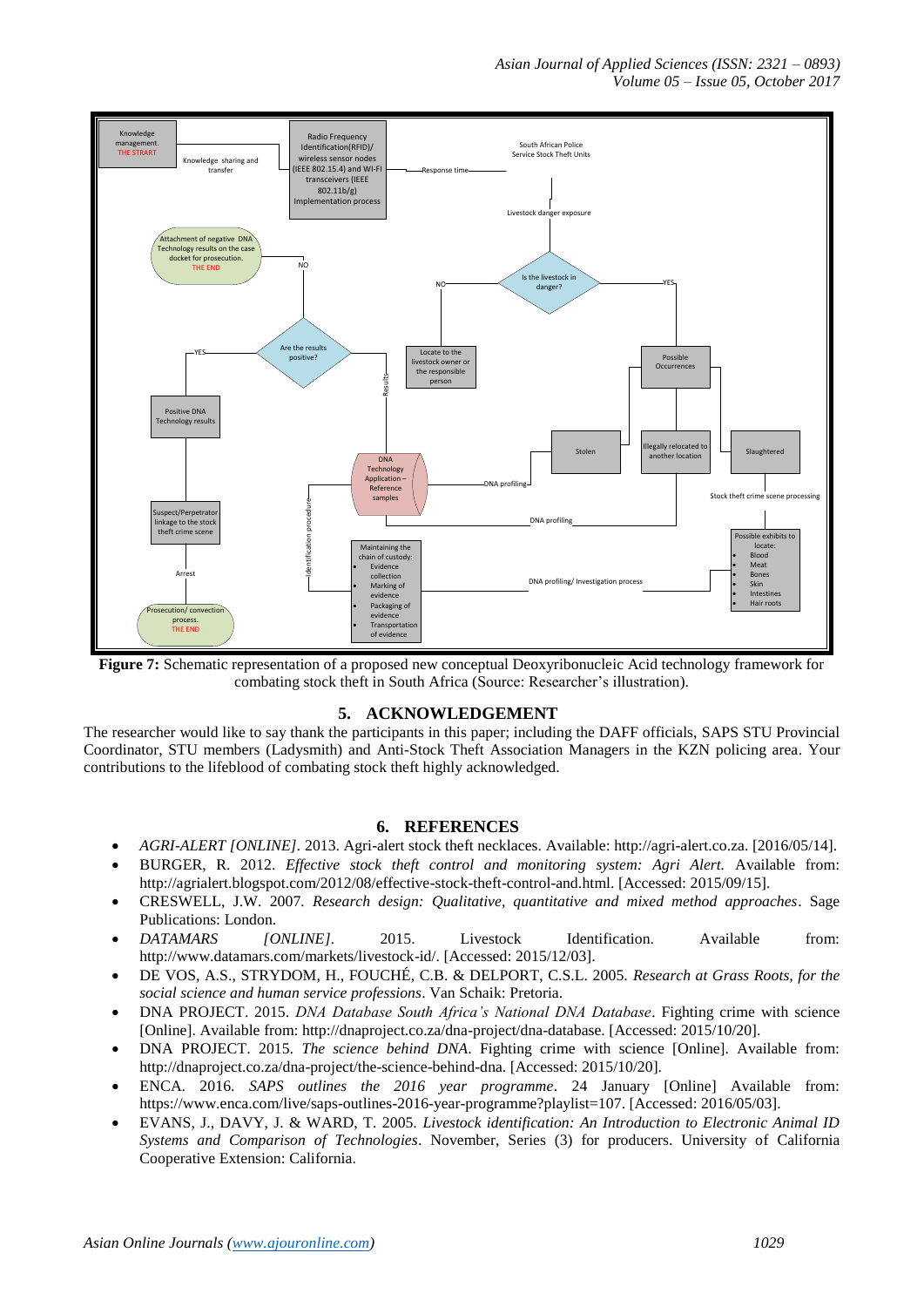**Figure 7:** Schematic representation of a proposed new conceptual Deoxyribonucleic Acid technology framework for combating stock theft in South Africa (Source: Researcher's illustration).

## 5. ACKNOWLEDGEMENT

The researcher would like to say thank the participants in this paper; including the DAFF officials, SAPS STU Provincial Coordinator, STU members (Ladysmith) and Anti-Stock Theft Association Managers in the KZN policing area. Your contributions to the lifeblood of combating stock theft highly acknowledged.

## 6. REFERENCES

- *AGRI-ALERT [ONLINE]*. 2013. Agri-alert stock theft necklaces. Available: http://agri-alert.co.za. [2016/05/14].
- BURGER, R. 2012. *Effective stock theft control and monitoring system: Agri Alert.* Available from: http://agrialert.blogspot.com/2012/08/effective-stock-theft-control-and.html. [Accessed: 2015/09/15].
- CRESWELL, J.W. 2007. *Research design: Qualitative, quantitative and mixed method approaches*. Sage Publications: London.
- *DATAMARS [ONLINE]*. 2015. Livestock Identification. Available from: http://www.datamars.com/markets/livestock-id/. [Accessed: 2015/12/03].
- DE VOS, A.S., STRYDOM, H., FOUCHÉ, C.B. & DELPORT, C.S.L. 2005. *Research at Grass Roots, for the social science and human service professions*. Van Schaik: Pretoria.
- DNA PROJECT. 2015. *DNA Database South Africa's National DNA Database*. Fighting crime with science [Online]. Available from: http://dnaproject.co.za/dna-project/dna-database. [Accessed: 2015/10/20].
- DNA PROJECT. 2015. *The science behind DNA*. Fighting crime with science [Online]. Available from: http://dnaproject.co.za/dna-project/the-science-behind-dna. [Accessed: 2015/10/20].
- ENCA. 2016. *SAPS outlines the 2016 year programme*. 24 January [Online] Available from: https://www.enca.com/live/saps-outlines-2016-year-programme?playlist=107. [Accessed: 2016/05/03].
- EVANS, J., DAVY, J. & WARD, T. 2005. *Livestock identification: An Introduction to Electronic Animal ID Systems and Comparison of Technologies*. November, Series (3) for producers. University of California Cooperative Extension: California.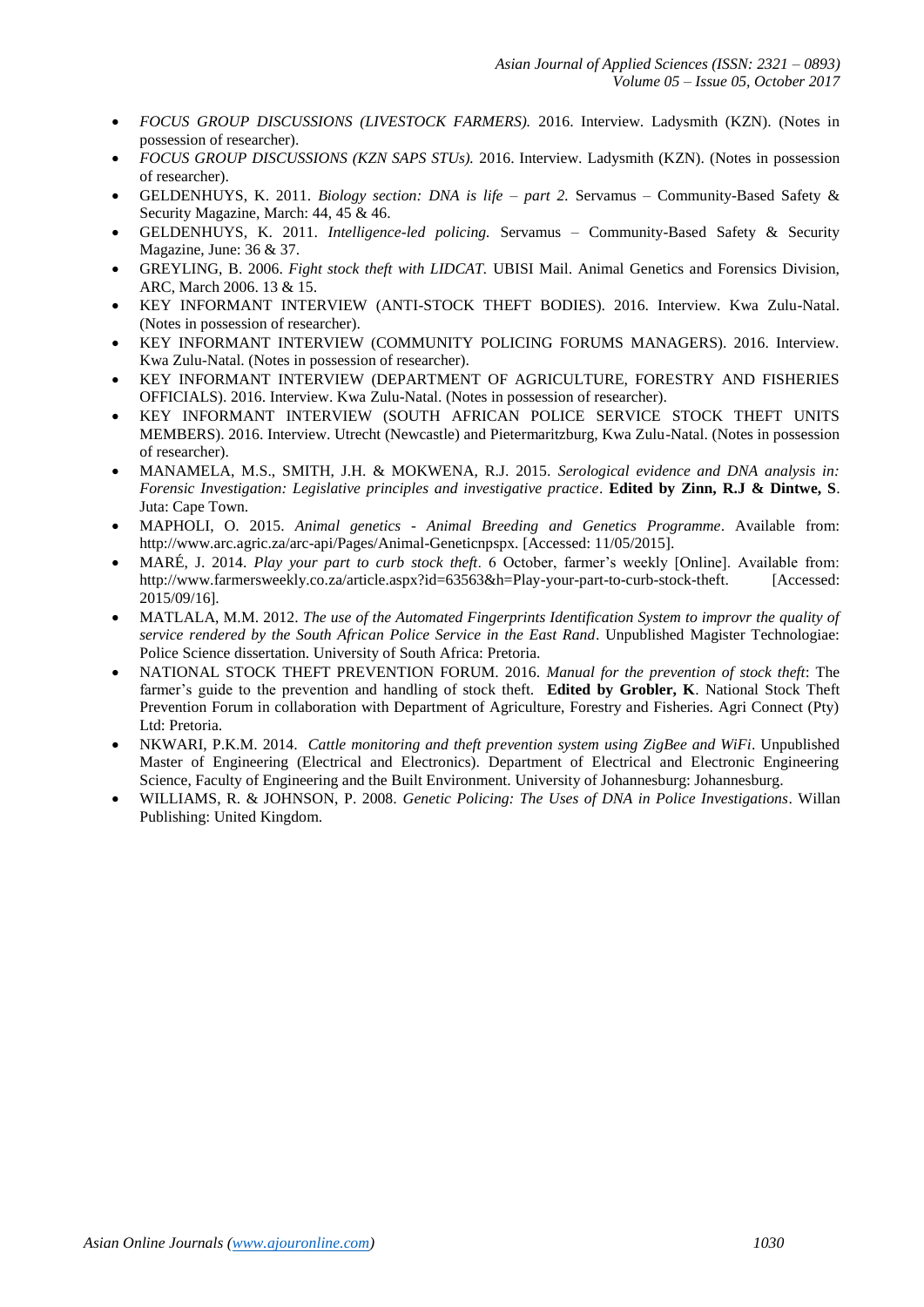- *FOCUS GROUP DISCUSSIONS (LIVESTOCK FARMERS).* 2016. Interview. Ladysmith (KZN). (Notes in possession of researcher).
- *FOCUS GROUP DISCUSSIONS (KZN SAPS STUs).* 2016. Interview. Ladysmith (KZN). (Notes in possession of researcher).
- GELDENHUYS, K. 2011. *Biology section: DNA is life – part 2.* Servamus – Community-Based Safety & Security Magazine, March: 44, 45 & 46.
- GELDENHUYS, K. 2011. *Intelligence-led policing.* Servamus – Community-Based Safety & Security Magazine, June: 36 & 37.
- GREYLING, B. 2006. *Fight stock theft with LIDCAT.* UBISI Mail. Animal Genetics and Forensics Division, ARC, March 2006. 13 & 15.
- KEY INFORMANT INTERVIEW (ANTI-STOCK THEFT BODIES). 2016. Interview. Kwa Zulu-Natal. (Notes in possession of researcher).
- KEY INFORMANT INTERVIEW (COMMUNITY POLICING FORUMS MANAGERS). 2016. Interview. Kwa Zulu-Natal. (Notes in possession of researcher).
- KEY INFORMANT INTERVIEW (DEPARTMENT OF AGRICULTURE, FORESTRY AND FISHERIES OFFICIALS). 2016. Interview. Kwa Zulu-Natal. (Notes in possession of researcher).
- KEY INFORMANT INTERVIEW (SOUTH AFRICAN POLICE SERVICE STOCK THEFT UNITS MEMBERS). 2016. Interview. Utrecht (Newcastle) and Pietermaritzburg, Kwa Zulu-Natal. (Notes in possession of researcher).
- MANAMELA, M.S., SMITH, J.H. & MOKWENA, R.J. 2015. *Serological evidence and DNA analysis in: Forensic Investigation: Legislative principles and investigative practice*. **Edited by Zinn, R.J & Dintwe, S**. Juta: Cape Town.
- MAPHOLI, O. 2015. *Animal genetics - Animal Breeding and Genetics Programme*. Available from: http://www.arc.agric.za/arc-api/Pages/Animal-Geneticnpspx. [Accessed: 11/05/2015].
- MARÉ, J. 2014. *Play your part to curb stock theft*. 6 October, farmer's weekly [Online]. Available from: http://www.farmersweekly.co.za/article.aspx?id=63563&h=Play-your-part-to-curb-stock-theft. [Accessed: 2015/09/16].
- MATLALA, M.M. 2012. *The use of the Automated Fingerprints Identification System to improvr the quality of service rendered by the South African Police Service in the East Rand*. Unpublished Magister Technologiae: Police Science dissertation. University of South Africa: Pretoria.
- NATIONAL STOCK THEFT PREVENTION FORUM. 2016. *Manual for the prevention of stock theft*: The farmer's guide to the prevention and handling of stock theft. **Edited by Grobler, K**. National Stock Theft Prevention Forum in collaboration with Department of Agriculture, Forestry and Fisheries. Agri Connect (Pty) Ltd: Pretoria.
- NKWARI, P.K.M. 2014. *Cattle monitoring and theft prevention system using ZigBee and WiFi*. Unpublished Master of Engineering (Electrical and Electronics). Department of Electrical and Electronic Engineering Science, Faculty of Engineering and the Built Environment. University of Johannesburg: Johannesburg.
- WILLIAMS, R. & JOHNSON, P. 2008. *Genetic Policing: The Uses of DNA in Police Investigations*. Willan Publishing: United Kingdom.